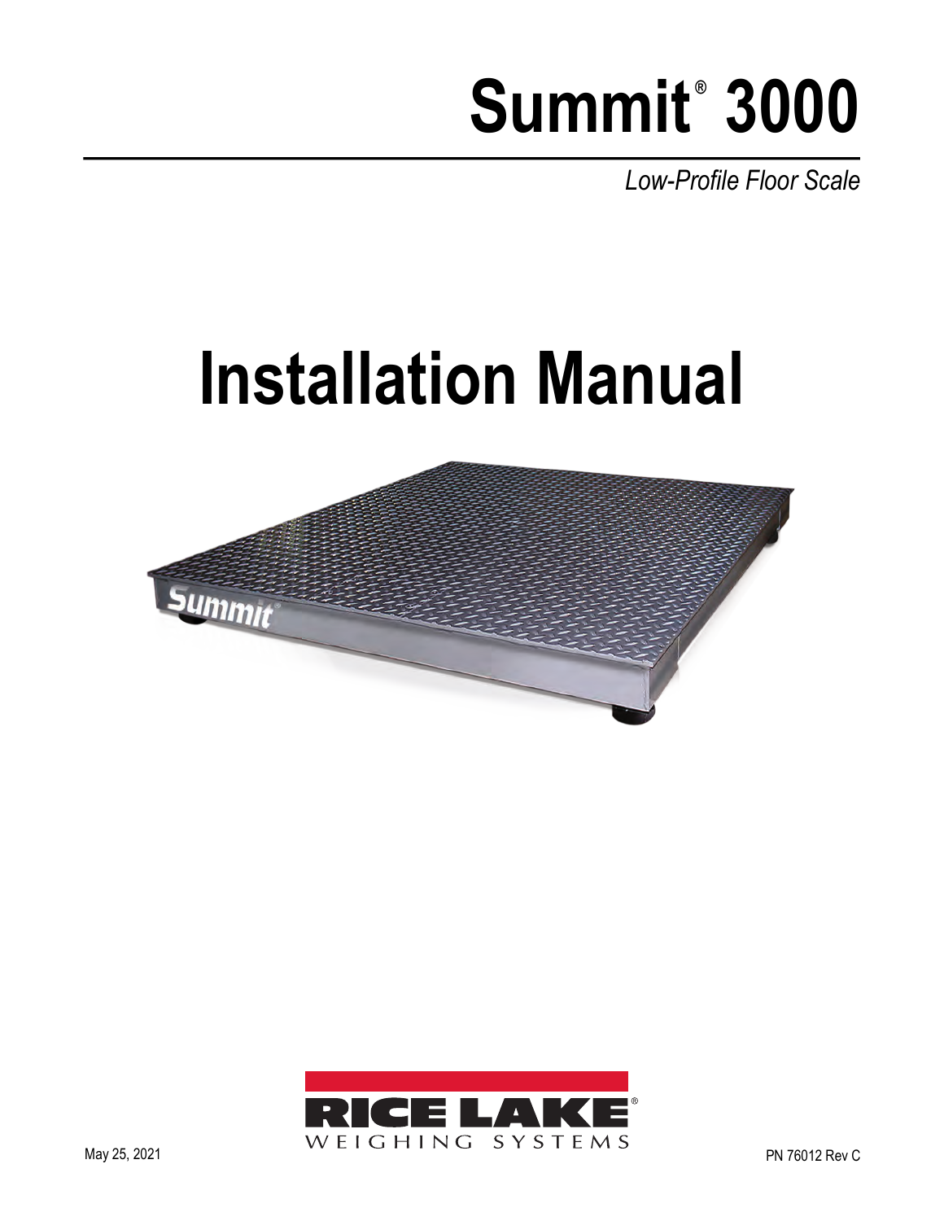# Summit® 3000

*Low-Profile Floor Scale*

# Installation Manual

RICE LAKE
WEIGHING SYSTEMS

May 25, 2021

PN 76012 Rev C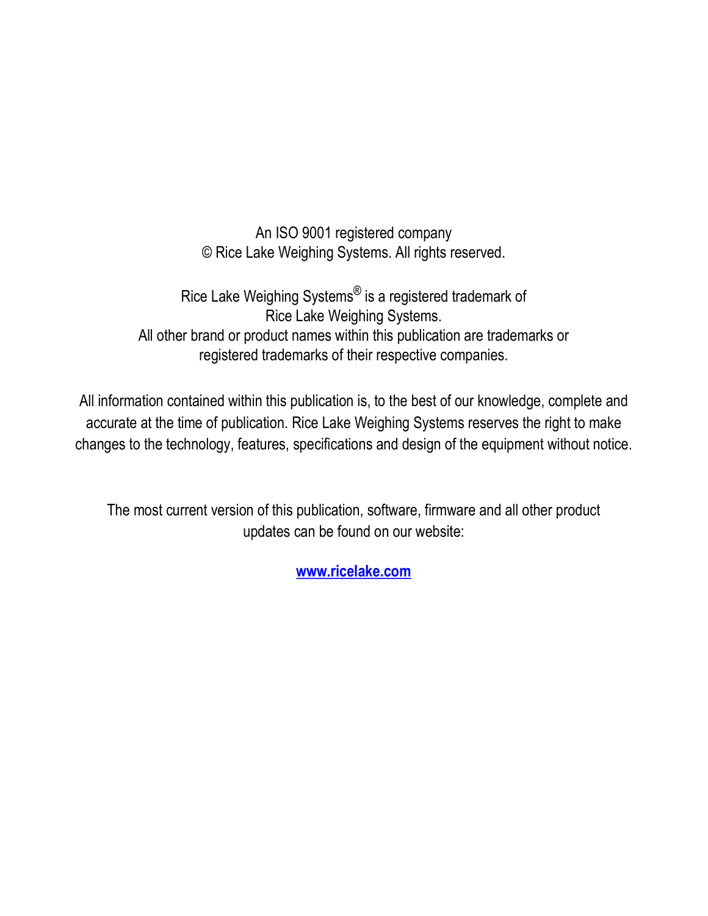An ISO 9001 registered company
© Rice Lake Weighing Systems. All rights reserved.

Rice Lake Weighing Systems® is a registered trademark of
Rice Lake Weighing Systems.
All other brand or product names within this publication are trademarks or
registered trademarks of their respective companies.

All information contained within this publication is, to the best of our knowledge, complete and accurate at the time of publication. Rice Lake Weighing Systems reserves the right to make changes to the technology, features, specifications and design of the equipment without notice.

The most current version of this publication, software, firmware and all other product updates can be found on our website:

**www.ricelake.com**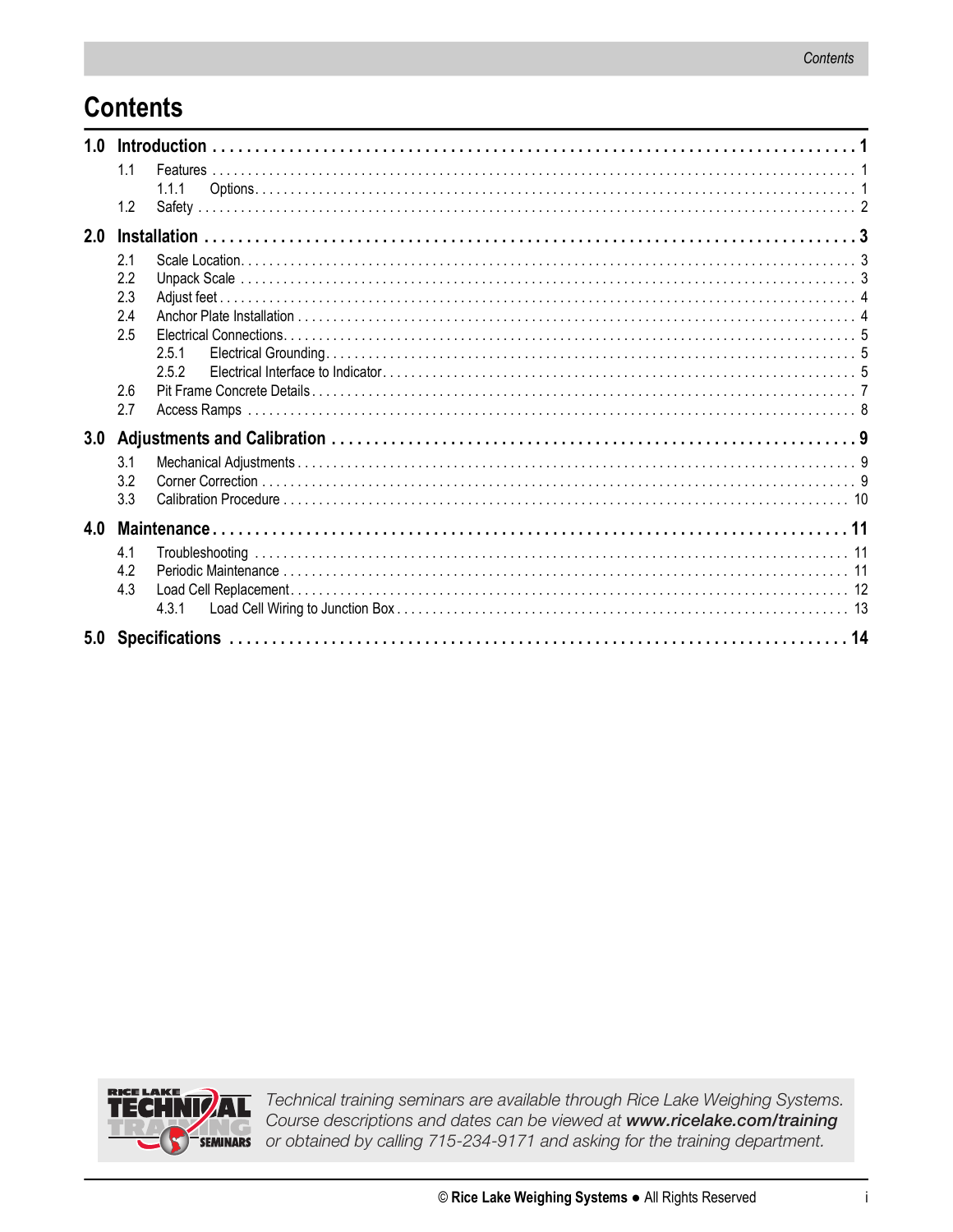# Contents

**1.0 Introduction . . . . . . . . . . . . . . . . . . . . . . . . . . . . . . . . . . . . . . . . . . . . . . . . . . . . . . . . . . . 1**

- 1.1 Features . . . . . . . . . . . . . . . . . . . . . . . . . . . . . . . . . . . . . . . . . . . . . . . . . . . . . . . . . 1
  - 1.1.1 Options. . . . . . . . . . . . . . . . . . . . . . . . . . . . . . . . . . . . . . . . . . . . . . . . . . . . . 1
- 1.2 Safety . . . . . . . . . . . . . . . . . . . . . . . . . . . . . . . . . . . . . . . . . . . . . . . . . . . . . . . . . . 2

**2.0 Installation . . . . . . . . . . . . . . . . . . . . . . . . . . . . . . . . . . . . . . . . . . . . . . . . . . . . . . . . . . . 3**

- 2.1 Scale Location. . . . . . . . . . . . . . . . . . . . . . . . . . . . . . . . . . . . . . . . . . . . . . . . . . . . . 3
- 2.2 Unpack Scale . . . . . . . . . . . . . . . . . . . . . . . . . . . . . . . . . . . . . . . . . . . . . . . . . . . . . 3
- 2.3 Adjust feet . . . . . . . . . . . . . . . . . . . . . . . . . . . . . . . . . . . . . . . . . . . . . . . . . . . . . . . 4
- 2.4 Anchor Plate Installation . . . . . . . . . . . . . . . . . . . . . . . . . . . . . . . . . . . . . . . . . . . . . 4
- 2.5 Electrical Connections. . . . . . . . . . . . . . . . . . . . . . . . . . . . . . . . . . . . . . . . . . . . . . . 5
  - 2.5.1 Electrical Grounding. . . . . . . . . . . . . . . . . . . . . . . . . . . . . . . . . . . . . . . . . . . . . 5
  - 2.5.2 Electrical Interface to Indicator. . . . . . . . . . . . . . . . . . . . . . . . . . . . . . . . . . . . . 5
- 2.6 Pit Frame Concrete Details . . . . . . . . . . . . . . . . . . . . . . . . . . . . . . . . . . . . . . . . . . . 7
- 2.7 Access Ramps . . . . . . . . . . . . . . . . . . . . . . . . . . . . . . . . . . . . . . . . . . . . . . . . . . . . . 8

**3.0 Adjustments and Calibration . . . . . . . . . . . . . . . . . . . . . . . . . . . . . . . . . . . . . . . . . . . . . 9**

- 3.1 Mechanical Adjustments . . . . . . . . . . . . . . . . . . . . . . . . . . . . . . . . . . . . . . . . . . . . . 9
- 3.2 Corner Correction . . . . . . . . . . . . . . . . . . . . . . . . . . . . . . . . . . . . . . . . . . . . . . . . . . 9
- 3.3 Calibration Procedure . . . . . . . . . . . . . . . . . . . . . . . . . . . . . . . . . . . . . . . . . . . . . . . 10

**4.0 Maintenance. . . . . . . . . . . . . . . . . . . . . . . . . . . . . . . . . . . . . . . . . . . . . . . . . . . . . . . . . . 11**

- 4.1 Troubleshooting . . . . . . . . . . . . . . . . . . . . . . . . . . . . . . . . . . . . . . . . . . . . . . . . . . . 11
- 4.2 Periodic Maintenance . . . . . . . . . . . . . . . . . . . . . . . . . . . . . . . . . . . . . . . . . . . . . . . 11
- 4.3 Load Cell Replacement. . . . . . . . . . . . . . . . . . . . . . . . . . . . . . . . . . . . . . . . . . . . . . . 12
  - 4.3.1 Load Cell Wiring to Junction Box . . . . . . . . . . . . . . . . . . . . . . . . . . . . . . . . . . . 13

**5.0 Specifications . . . . . . . . . . . . . . . . . . . . . . . . . . . . . . . . . . . . . . . . . . . . . . . . . . . . . . . . 14**

*Technical training seminars are available through Rice Lake Weighing Systems. Course descriptions and dates can be viewed at **www.ricelake.com/training** or obtained by calling 715-234-9171 and asking for the training department.*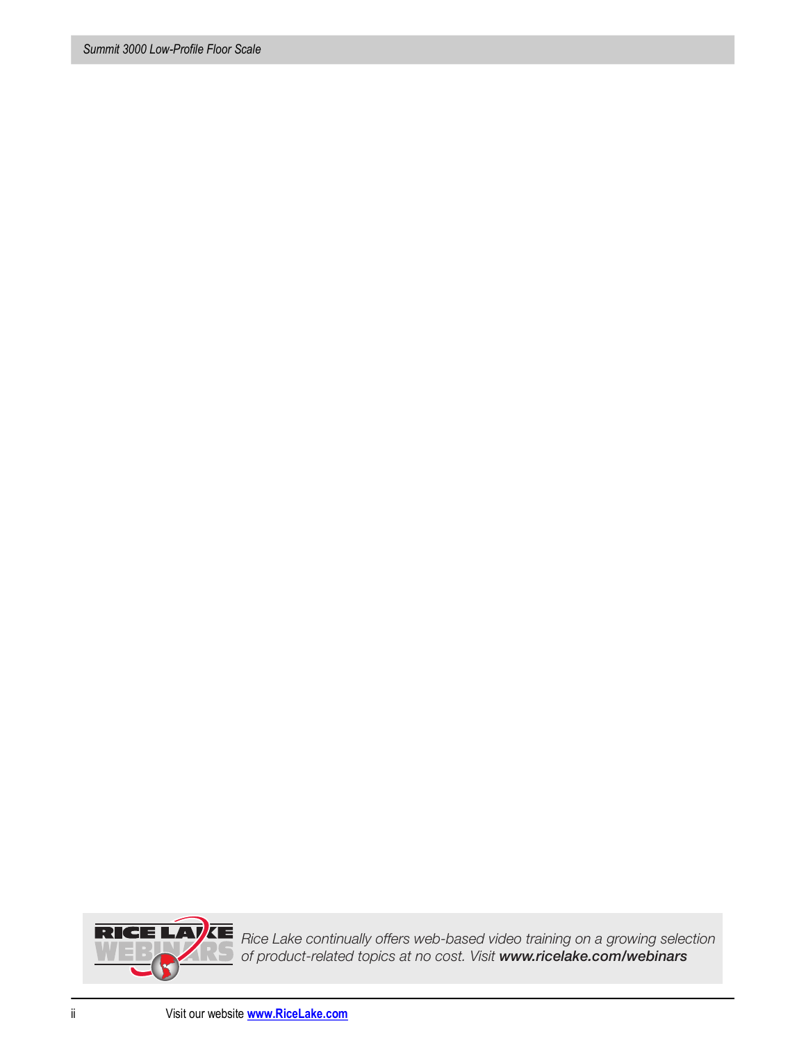Rice Lake continually offers web-based video training on a growing selection of product-related topics at no cost. Visit ***www.ricelake.com/webinars***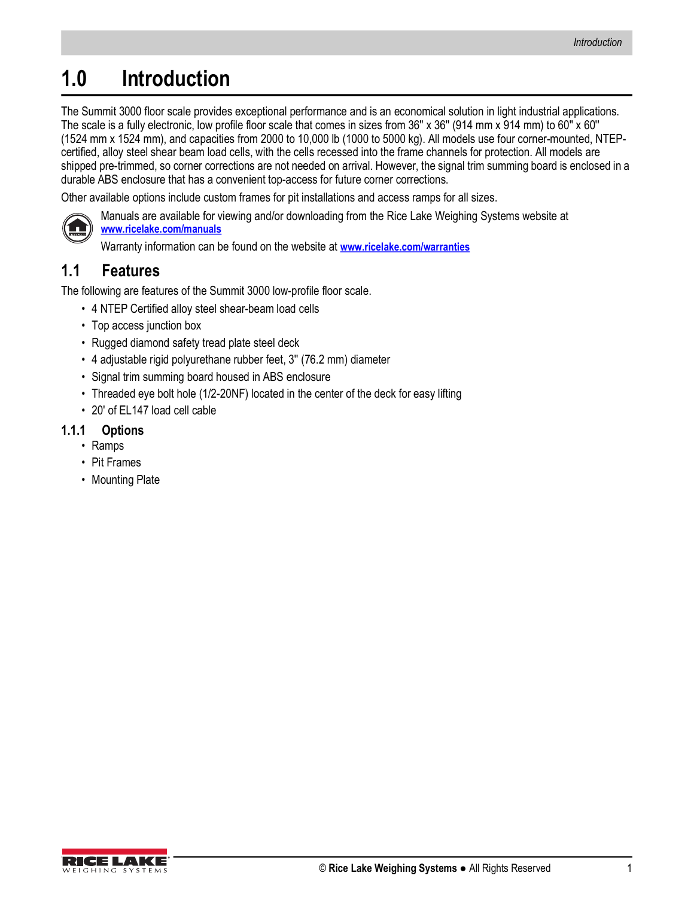# 1.0 Introduction

The Summit 3000 floor scale provides exceptional performance and is an economical solution in light industrial applications. The scale is a fully electronic, low profile floor scale that comes in sizes from 36" x 36" (914 mm x 914 mm) to 60" x 60" (1524 mm x 1524 mm), and capacities from 2000 to 10,000 lb (1000 to 5000 kg). All models use four corner-mounted, NTEP-certified, alloy steel shear beam load cells, with the cells recessed into the frame channels for protection. All models are shipped pre-trimmed, so corner corrections are not needed on arrival. However, the signal trim summing board is enclosed in a durable ABS enclosure that has a convenient top-access for future corner corrections.

Other available options include custom frames for pit installations and access ramps for all sizes.

Manuals are available for viewing and/or downloading from the Rice Lake Weighing Systems website at **www.ricelake.com/manuals**

Warranty information can be found on the website at **www.ricelake.com/warranties**

## 1.1 Features

The following are features of the Summit 3000 low-profile floor scale.

- 4 NTEP Certified alloy steel shear-beam load cells
- Top access junction box
- Rugged diamond safety tread plate steel deck
- 4 adjustable rigid polyurethane rubber feet, 3" (76.2 mm) diameter
- Signal trim summing board housed in ABS enclosure
- Threaded eye bolt hole (1/2-20NF) located in the center of the deck for easy lifting
- 20' of EL147 load cell cable

### 1.1.1 Options

- Ramps
- Pit Frames
- Mounting Plate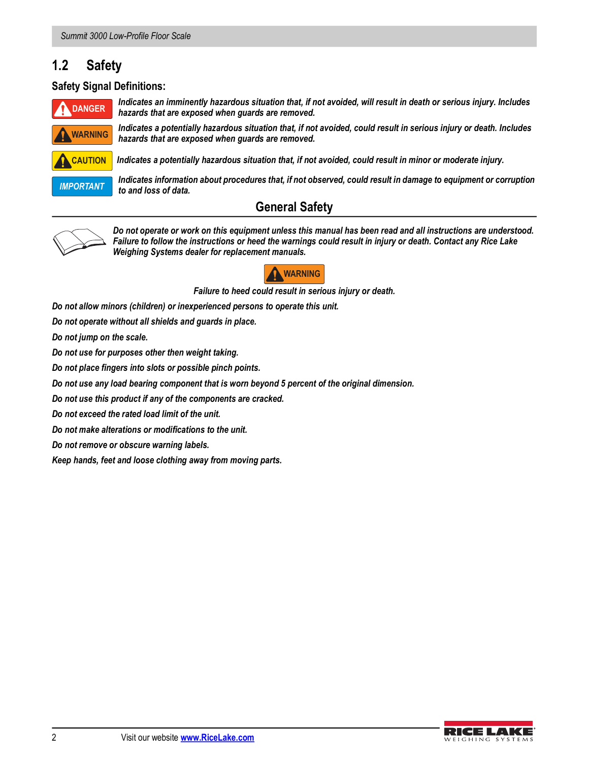## 1.2 Safety

### Safety Signal Definitions:

**DANGER** *Indicates an imminently hazardous situation that, if not avoided, will result in death or serious injury. Includes hazards that are exposed when guards are removed.*

**WARNING** *Indicates a potentially hazardous situation that, if not avoided, could result in serious injury or death. Includes hazards that are exposed when guards are removed.*

**CAUTION** *Indicates a potentially hazardous situation that, if not avoided, could result in minor or moderate injury.*

**IMPORTANT** *Indicates information about procedures that, if not observed, could result in damage to equipment or corruption to and loss of data.*

### General Safety

*Do not operate or work on this equipment unless this manual has been read and all instructions are understood. Failure to follow the instructions or heed the warnings could result in injury or death. Contact any Rice Lake Weighing Systems dealer for replacement manuals.*

**WARNING**

*Failure to heed could result in serious injury or death.*

*Do not allow minors (children) or inexperienced persons to operate this unit.*

*Do not operate without all shields and guards in place.*

*Do not jump on the scale.*

*Do not use for purposes other then weight taking.*

*Do not place fingers into slots or possible pinch points.*

*Do not use any load bearing component that is worn beyond 5 percent of the original dimension.*

*Do not use this product if any of the components are cracked.*

*Do not exceed the rated load limit of the unit.*

*Do not make alterations or modifications to the unit.*

*Do not remove or obscure warning labels.*

*Keep hands, feet and loose clothing away from moving parts.*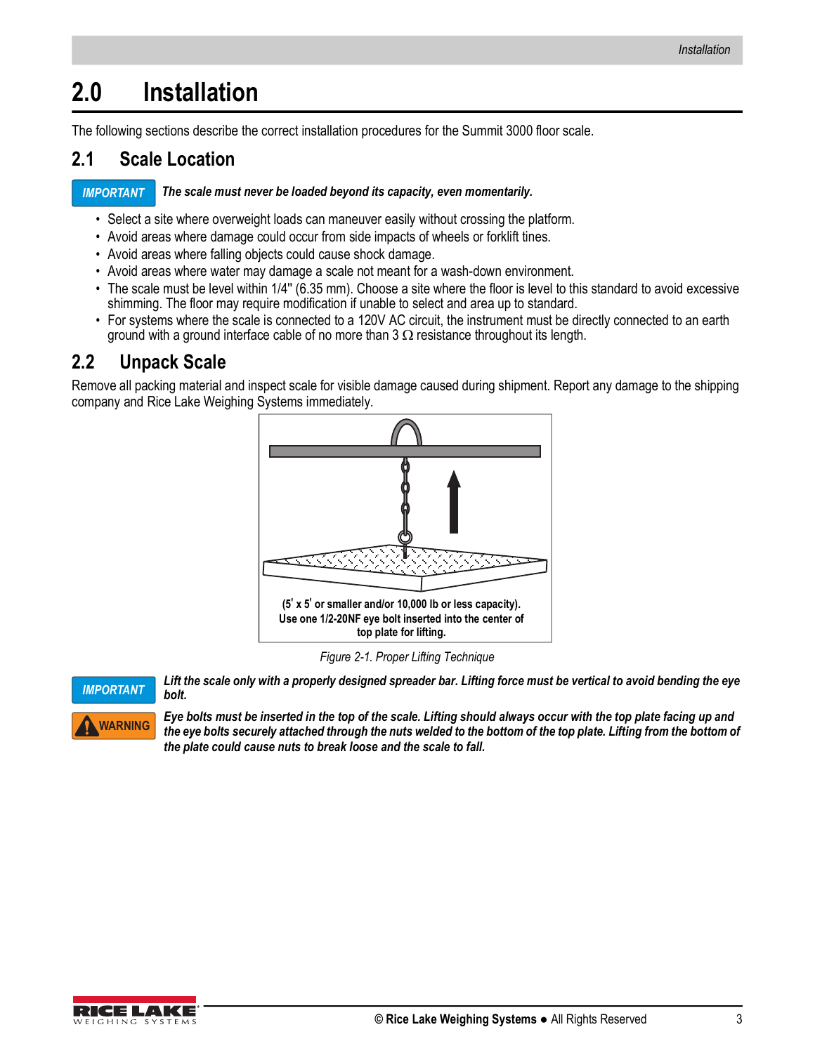# 2.0 Installation

The following sections describe the correct installation procedures for the Summit 3000 floor scale.

## 2.1 Scale Location

**IMPORTANT** ***The scale must never be loaded beyond its capacity, even momentarily.***

- Select a site where overweight loads can maneuver easily without crossing the platform.
- Avoid areas where damage could occur from side impacts of wheels or forklift tines.
- Avoid areas where falling objects could cause shock damage.
- Avoid areas where water may damage a scale not meant for a wash-down environment.
- The scale must be level within 1/4" (6.35 mm). Choose a site where the floor is level to this standard to avoid excessive shimming. The floor may require modification if unable to select and area up to standard.
- For systems where the scale is connected to a 120V AC circuit, the instrument must be directly connected to an earth ground with a ground interface cable of no more than 3 Ω resistance throughout its length.

## 2.2 Unpack Scale

Remove all packing material and inspect scale for visible damage caused during shipment. Report any damage to the shipping company and Rice Lake Weighing Systems immediately.

(5' x 5' or smaller and/or 10,000 lb or less capacity).
Use one 1/2-20NF eye bolt inserted into the center of top plate for lifting.

*Figure 2-1. Proper Lifting Technique*

**IMPORTANT** ***Lift the scale only with a properly designed spreader bar. Lifting force must be vertical to avoid bending the eye bolt.***

**WARNING** ***Eye bolts must be inserted in the top of the scale. Lifting should always occur with the top plate facing up and the eye bolts securely attached through the nuts welded to the bottom of the top plate. Lifting from the bottom of the plate could cause nuts to break loose and the scale to fall.***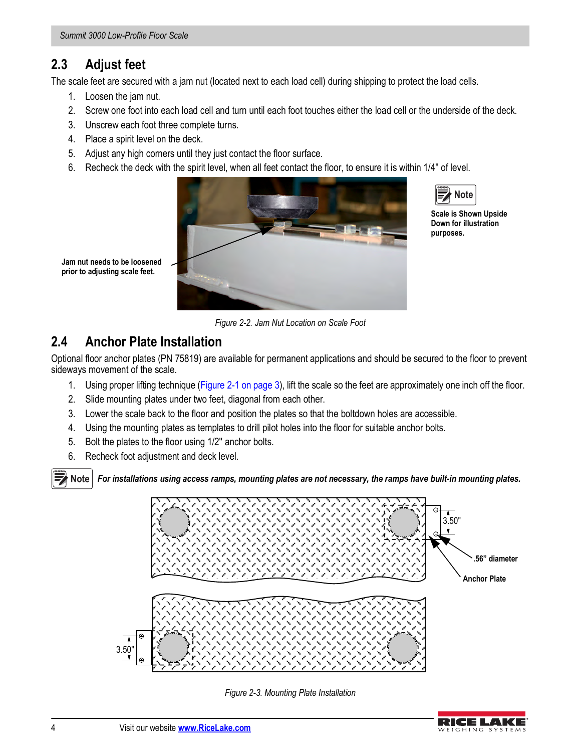## 2.3 Adjust feet

The scale feet are secured with a jam nut (located next to each load cell) during shipping to protect the load cells.

1. Loosen the jam nut.
2. Screw one foot into each load cell and turn until each foot touches either the load cell or the underside of the deck.
3. Unscrew each foot three complete turns.
4. Place a spirit level on the deck.
5. Adjust any high corners until they just contact the floor surface.
6. Recheck the deck with the spirit level, when all feet contact the floor, to ensure it is within 1/4" of level.

**Jam nut needs to be loosened prior to adjusting scale feet.**

**Note:** **Scale is Shown Upside Down for illustration purposes.**

*Figure 2-2. Jam Nut Location on Scale Foot*

## 2.4 Anchor Plate Installation

Optional floor anchor plates (PN 75819) are available for permanent applications and should be secured to the floor to prevent sideways movement of the scale.

1. Using proper lifting technique (Figure 2-1 on page 3), lift the scale so the feet are approximately one inch off the floor.
2. Slide mounting plates under two feet, diagonal from each other.
3. Lower the scale back to the floor and position the plates so that the boltdown holes are accessible.
4. Using the mounting plates as templates to drill pilot holes into the floor for suitable anchor bolts.
5. Bolt the plates to the floor using 1/2" anchor bolts.
6. Recheck foot adjustment and deck level.

**Note:** ***For installations using access ramps, mounting plates are not necessary, the ramps have built-in mounting plates.***

3.50"

.56" diameter

Anchor Plate

3.50"

*Figure 2-3. Mounting Plate Installation*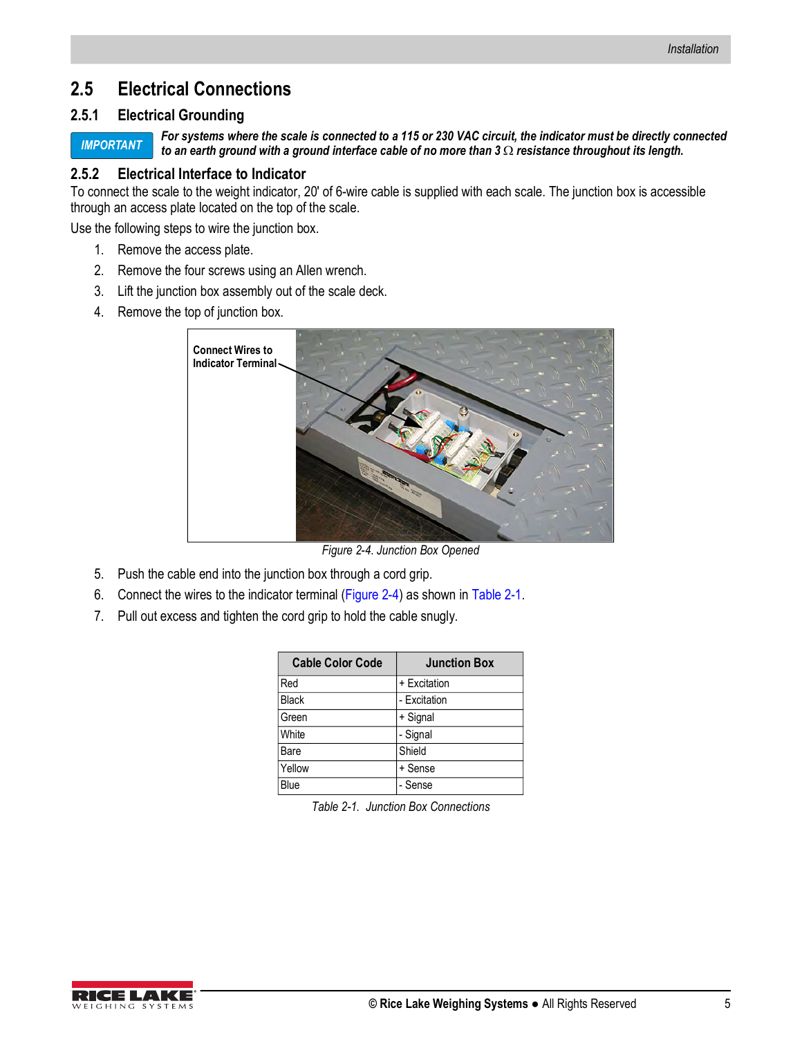## 2.5 Electrical Connections

### 2.5.1 Electrical Grounding

**IMPORTANT** ***For systems where the scale is connected to a 115 or 230 VAC circuit, the indicator must be directly connected to an earth ground with a ground interface cable of no more than 3 Ω resistance throughout its length.***

### 2.5.2 Electrical Interface to Indicator

To connect the scale to the weight indicator, 20' of 6-wire cable is supplied with each scale. The junction box is accessible through an access plate located on the top of the scale.

Use the following steps to wire the junction box.

1. Remove the access plate.
2. Remove the four screws using an Allen wrench.
3. Lift the junction box assembly out of the scale deck.
4. Remove the top of junction box.

Connect Wires to Indicator Terminal

*Figure 2-4. Junction Box Opened*

5. Push the cable end into the junction box through a cord grip.
6. Connect the wires to the indicator terminal (Figure 2-4) as shown in Table 2-1.
7. Pull out excess and tighten the cord grip to hold the cable snugly.

| Cable Color Code | Junction Box |
|---|---|
| Red | + Excitation |
| Black | - Excitation |
| Green | + Signal |
| White | - Signal |
| Bare | Shield |
| Yellow | + Sense |
| Blue | - Sense |

*Table 2-1. Junction Box Connections*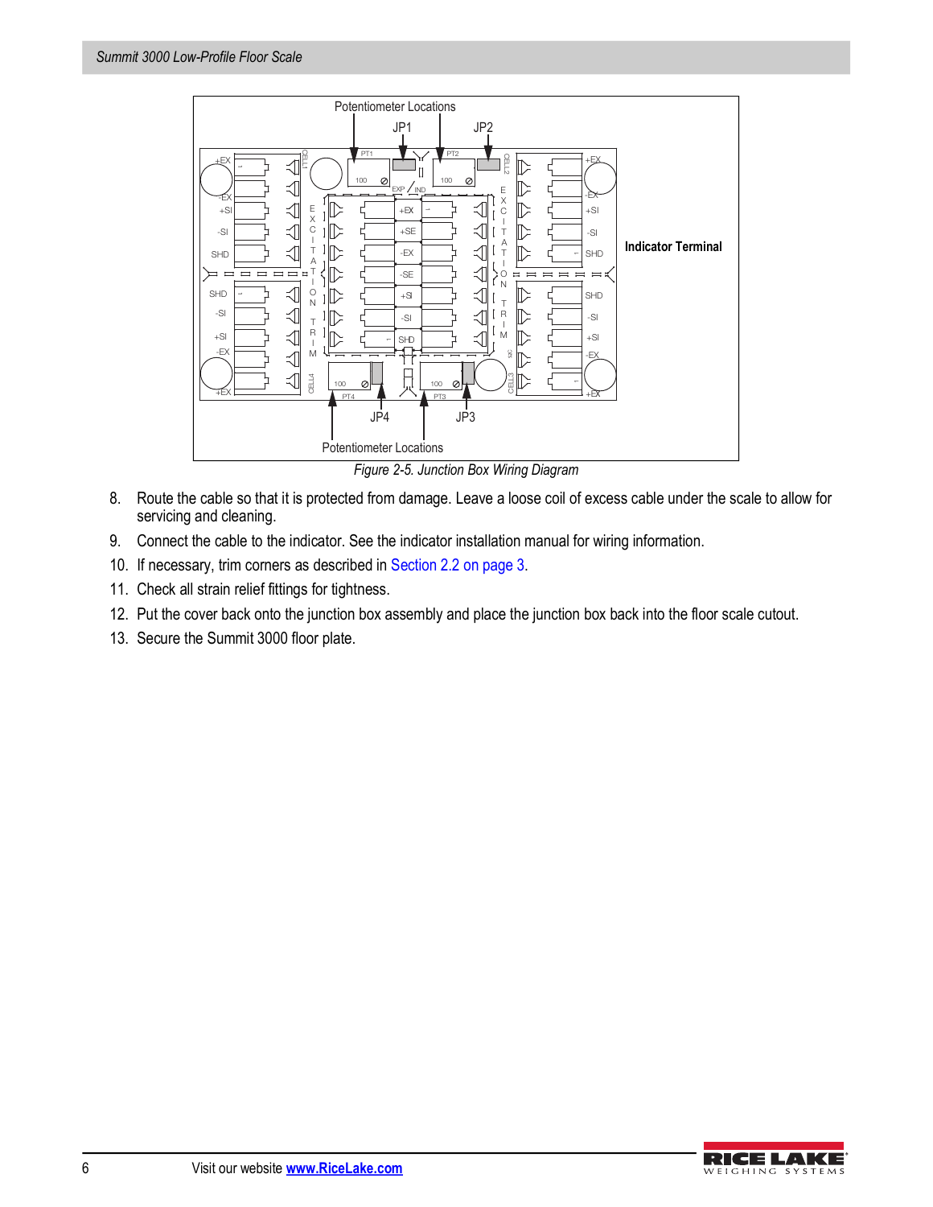Potentiometer Locations

JP1 JP2

Indicator Terminal

JP4 JP3

Potentiometer Locations

*Figure 2-5. Junction Box Wiring Diagram*

8. Route the cable so that it is protected from damage. Leave a loose coil of excess cable under the scale to allow for servicing and cleaning.
9. Connect the cable to the indicator. See the indicator installation manual for wiring information.
10. If necessary, trim corners as described in Section 2.2 on page 3.
11. Check all strain relief fittings for tightness.
12. Put the cover back onto the junction box assembly and place the junction box back into the floor scale cutout.
13. Secure the Summit 3000 floor plate.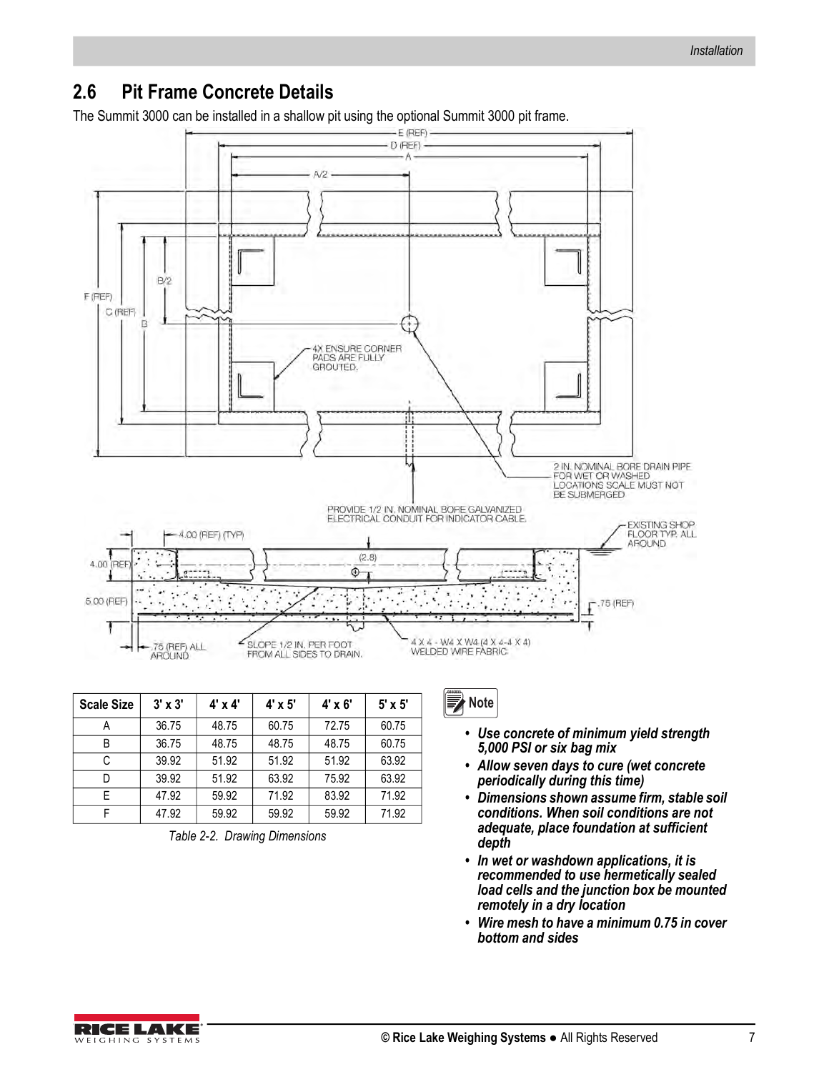## 2.6 Pit Frame Concrete Details

The Summit 3000 can be installed in a shallow pit using the optional Summit 3000 pit frame.

E (REF)
D (REF)
A
A/2
B/2
F (REF)
C (REF)
B

4X ENSURE CORNER PADS ARE FULLY GROUTED.

2 IN. NOMINAL BORE DRAIN PIPE FOR WET OR WASHED LOCATIONS SCALE MUST NOT BE SUBMERGED

PROVIDE 1/2 IN. NOMINAL BORE GALVANIZED ELECTRICAL CONDUIT FOR INDICATOR CABLE.

4.00 (REF) (TYP)

EXISTING SHOP FLOOR TYP. ALL AROUND

4.00 (REF)

(2.8)

5.00 (REF)

.75 (REF)

.75 (REF) ALL AROUND

SLOPE 1/2 IN. PER FOOT FROM ALL SIDES TO DRAIN.

4 X 4 - W4 X W4 (4 X 4-4 X 4) WELDED WIRE FABRIC

| Scale Size | 3' x 3' | 4' x 4' | 4' x 5' | 4' x 6' | 5' x 5' |
|---|---|---|---|---|---|
| A | 36.75 | 48.75 | 60.75 | 72.75 | 60.75 |
| B | 36.75 | 48.75 | 48.75 | 48.75 | 60.75 |
| C | 39.92 | 51.92 | 51.92 | 51.92 | 63.92 |
| D | 39.92 | 51.92 | 63.92 | 75.92 | 63.92 |
| E | 47.92 | 59.92 | 71.92 | 83.92 | 71.92 |
| F | 47.92 | 59.92 | 59.92 | 59.92 | 71.92 |

*Table 2-2. Drawing Dimensions*

**Note**

- ***Use concrete of minimum yield strength 5,000 PSI or six bag mix***
- ***Allow seven days to cure (wet concrete periodically during this time)***
- ***Dimensions shown assume firm, stable soil conditions. When soil conditions are not adequate, place foundation at sufficient depth***
- ***In wet or washdown applications, it is recommended to use hermetically sealed load cells and the junction box be mounted remotely in a dry location***
- ***Wire mesh to have a minimum 0.75 in cover bottom and sides***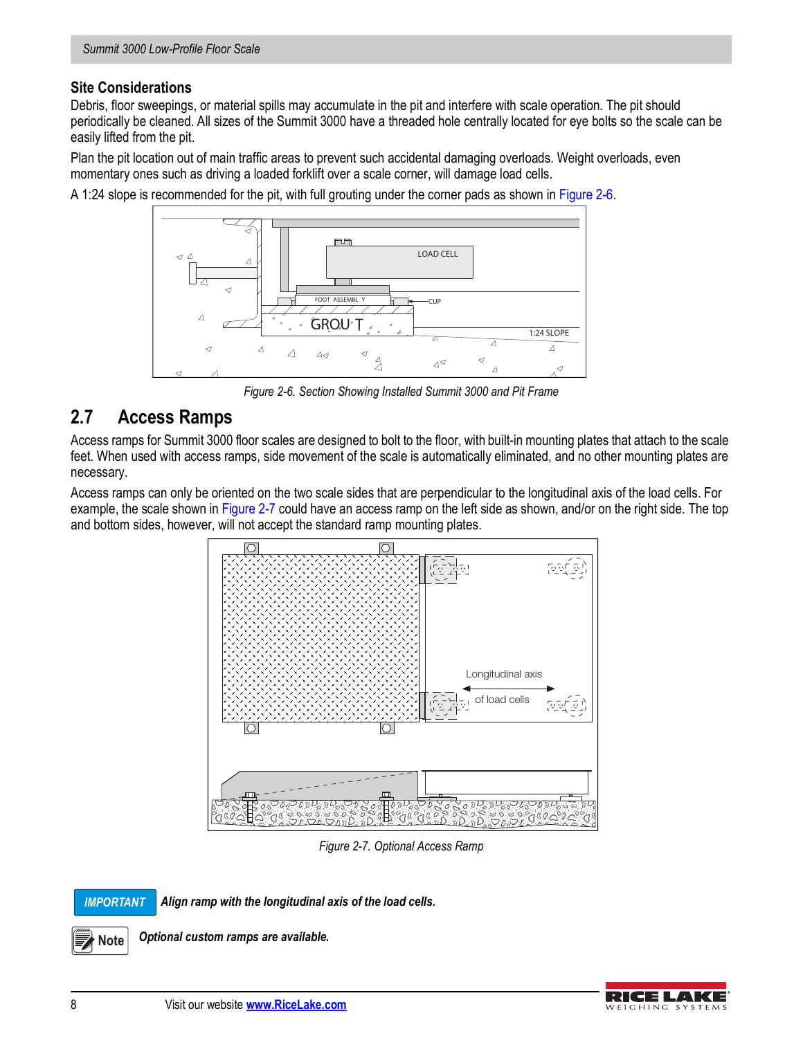### Site Considerations

Debris, floor sweepings, or material spills may accumulate in the pit and interfere with scale operation. The pit should periodically be cleaned. All sizes of the Summit 3000 have a threaded hole centrally located for eye bolts so the scale can be easily lifted from the pit.

Plan the pit location out of main traffic areas to prevent such accidental damaging overloads. Weight overloads, even momentary ones such as driving a loaded forklift over a scale corner, will damage load cells.

A 1:24 slope is recommended for the pit, with full grouting under the corner pads as shown in Figure 2-6.

*Figure 2-6. Section Showing Installed Summit 3000 and Pit Frame*

## 2.7 Access Ramps

Access ramps for Summit 3000 floor scales are designed to bolt to the floor, with built-in mounting plates that attach to the scale feet. When used with access ramps, side movement of the scale is automatically eliminated, and no other mounting plates are necessary.

Access ramps can only be oriented on the two scale sides that are perpendicular to the longitudinal axis of the load cells. For example, the scale shown in Figure 2-7 could have an access ramp on the left side as shown, and/or on the right side. The top and bottom sides, however, will not accept the standard ramp mounting plates.

*Figure 2-7. Optional Access Ramp*

**IMPORTANT** ***Align ramp with the longitudinal axis of the load cells.***

**Note** ***Optional custom ramps are available.***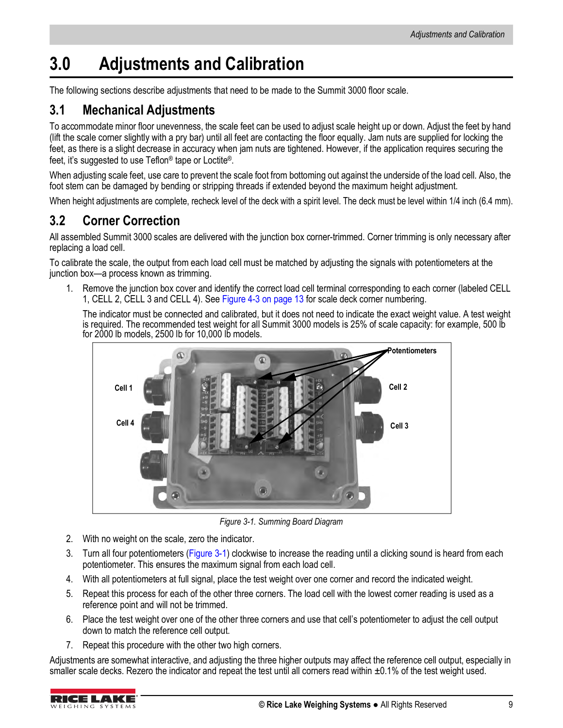# 3.0 Adjustments and Calibration

The following sections describe adjustments that need to be made to the Summit 3000 floor scale.

## 3.1 Mechanical Adjustments

To accommodate minor floor unevenness, the scale feet can be used to adjust scale height up or down. Adjust the feet by hand (lift the scale corner slightly with a pry bar) until all feet are contacting the floor equally. Jam nuts are supplied for locking the feet, as there is a slight decrease in accuracy when jam nuts are tightened. However, if the application requires securing the feet, it's suggested to use Teflon® tape or Loctite®.

When adjusting scale feet, use care to prevent the scale foot from bottoming out against the underside of the load cell. Also, the foot stem can be damaged by bending or stripping threads if extended beyond the maximum height adjustment.

When height adjustments are complete, recheck level of the deck with a spirit level. The deck must be level within 1/4 inch (6.4 mm).

## 3.2 Corner Correction

All assembled Summit 3000 scales are delivered with the junction box corner-trimmed. Corner trimming is only necessary after replacing a load cell.

To calibrate the scale, the output from each load cell must be matched by adjusting the signals with potentiometers at the junction box—a process known as trimming.

1. Remove the junction box cover and identify the correct load cell terminal corresponding to each corner (labeled CELL 1, CELL 2, CELL 3 and CELL 4). See Figure 4-3 on page 13 for scale deck corner numbering.

   The indicator must be connected and calibrated, but it does not need to indicate the exact weight value. A test weight is required. The recommended test weight for all Summit 3000 models is 25% of scale capacity: for example, 500 lb for 2000 lb models, 2500 lb for 10,000 lb models.

*Figure 3-1. Summing Board Diagram*

2. With no weight on the scale, zero the indicator.
3. Turn all four potentiometers (Figure 3-1) clockwise to increase the reading until a clicking sound is heard from each potentiometer. This ensures the maximum signal from each load cell.
4. With all potentiometers at full signal, place the test weight over one corner and record the indicated weight.
5. Repeat this process for each of the other three corners. The load cell with the lowest corner reading is used as a reference point and will not be trimmed.
6. Place the test weight over one of the other three corners and use that cell's potentiometer to adjust the cell output down to match the reference cell output.
7. Repeat this procedure with the other two high corners.

Adjustments are somewhat interactive, and adjusting the three higher outputs may affect the reference cell output, especially in smaller scale decks. Rezero the indicator and repeat the test until all corners read within ±0.1% of the test weight used.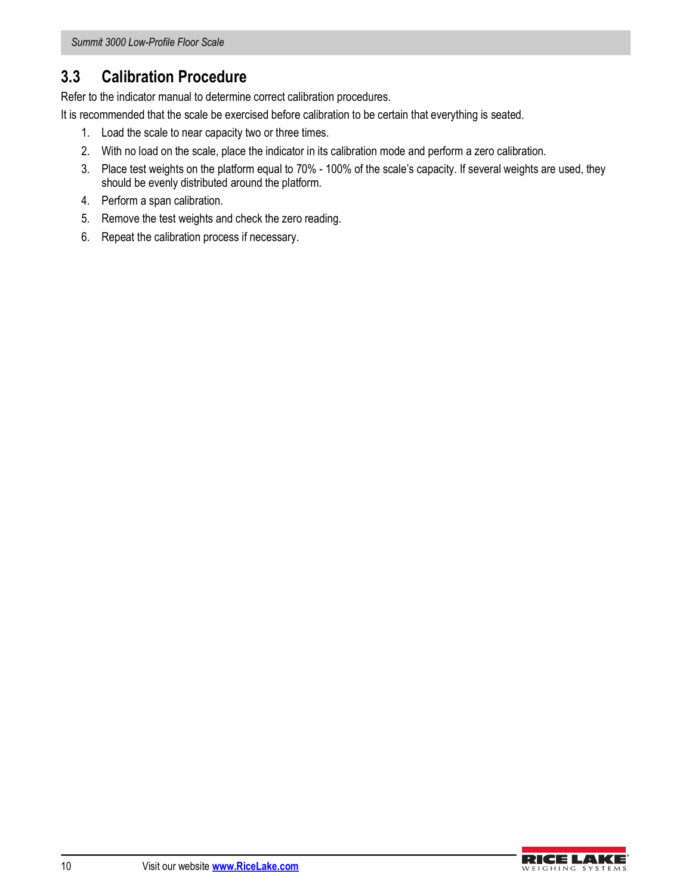## 3.3 Calibration Procedure

Refer to the indicator manual to determine correct calibration procedures.

It is recommended that the scale be exercised before calibration to be certain that everything is seated.

1. Load the scale to near capacity two or three times.
2. With no load on the scale, place the indicator in its calibration mode and perform a zero calibration.
3. Place test weights on the platform equal to 70% - 100% of the scale's capacity. If several weights are used, they should be evenly distributed around the platform.
4. Perform a span calibration.
5. Remove the test weights and check the zero reading.
6. Repeat the calibration process if necessary.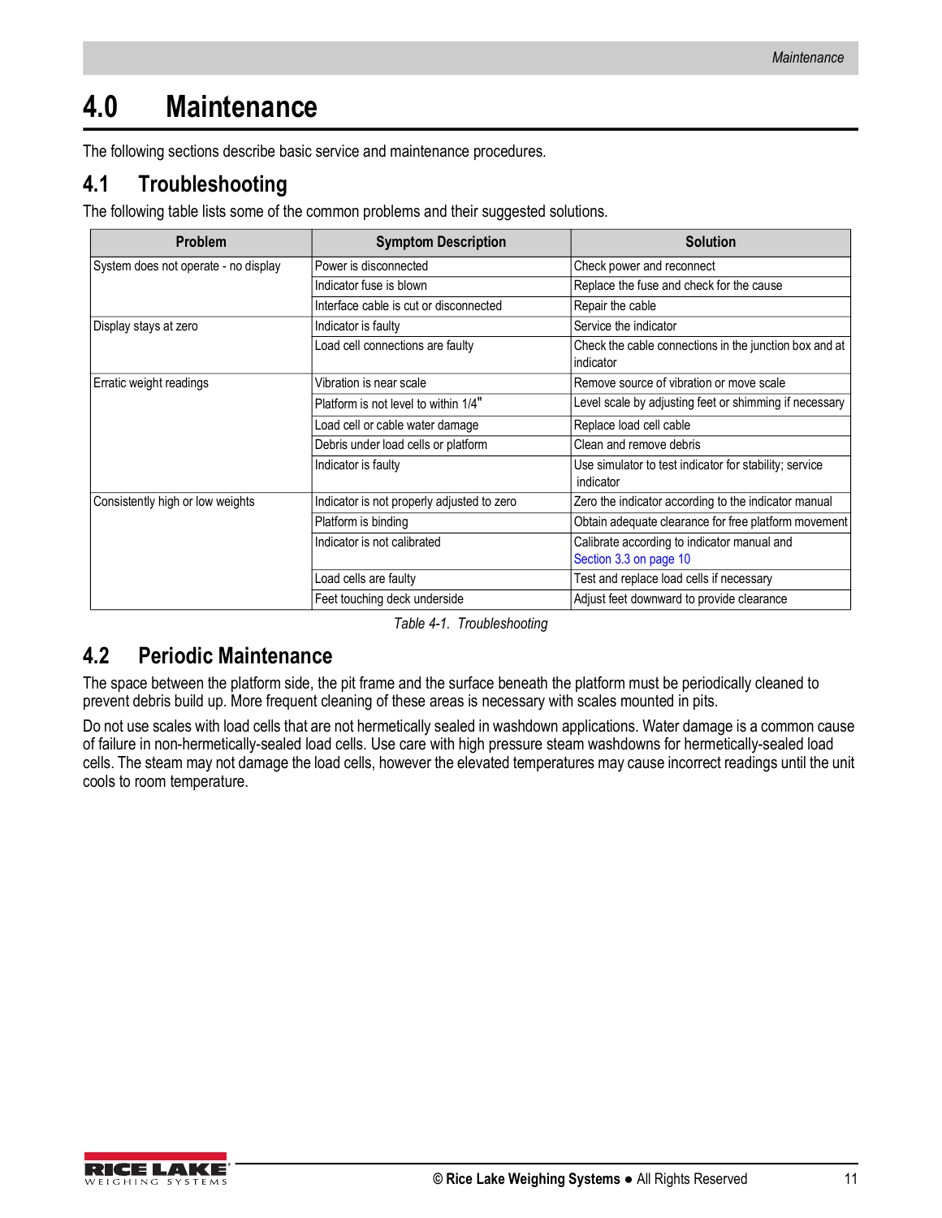# 4.0 Maintenance

The following sections describe basic service and maintenance procedures.

## 4.1 Troubleshooting

The following table lists some of the common problems and their suggested solutions.

| Problem | Symptom Description | Solution |
|---|---|---|
| System does not operate - no display | Power is disconnected | Check power and reconnect |
| | Indicator fuse is blown | Replace the fuse and check for the cause |
| | Interface cable is cut or disconnected | Repair the cable |
| Display stays at zero | Indicator is faulty | Service the indicator |
| | Load cell connections are faulty | Check the cable connections in the junction box and at indicator |
| Erratic weight readings | Vibration is near scale | Remove source of vibration or move scale |
| | Platform is not level to within 1/4" | Level scale by adjusting feet or shimming if necessary |
| | Load cell or cable water damage | Replace load cell cable |
| | Debris under load cells or platform | Clean and remove debris |
| | Indicator is faulty | Use simulator to test indicator for stability; service indicator |
| Consistently high or low weights | Indicator is not properly adjusted to zero | Zero the indicator according to the indicator manual |
| | Platform is binding | Obtain adequate clearance for free platform movement |
| | Indicator is not calibrated | Calibrate according to indicator manual and Section 3.3 on page 10 |
| | Load cells are faulty | Test and replace load cells if necessary |
| | Feet touching deck underside | Adjust feet downward to provide clearance |

*Table 4-1. Troubleshooting*

## 4.2 Periodic Maintenance

The space between the platform side, the pit frame and the surface beneath the platform must be periodically cleaned to prevent debris build up. More frequent cleaning of these areas is necessary with scales mounted in pits.

Do not use scales with load cells that are not hermetically sealed in washdown applications. Water damage is a common cause of failure in non-hermetically-sealed load cells. Use care with high pressure steam washdowns for hermetically-sealed load cells. The steam may not damage the load cells, however the elevated temperatures may cause incorrect readings until the unit cools to room temperature.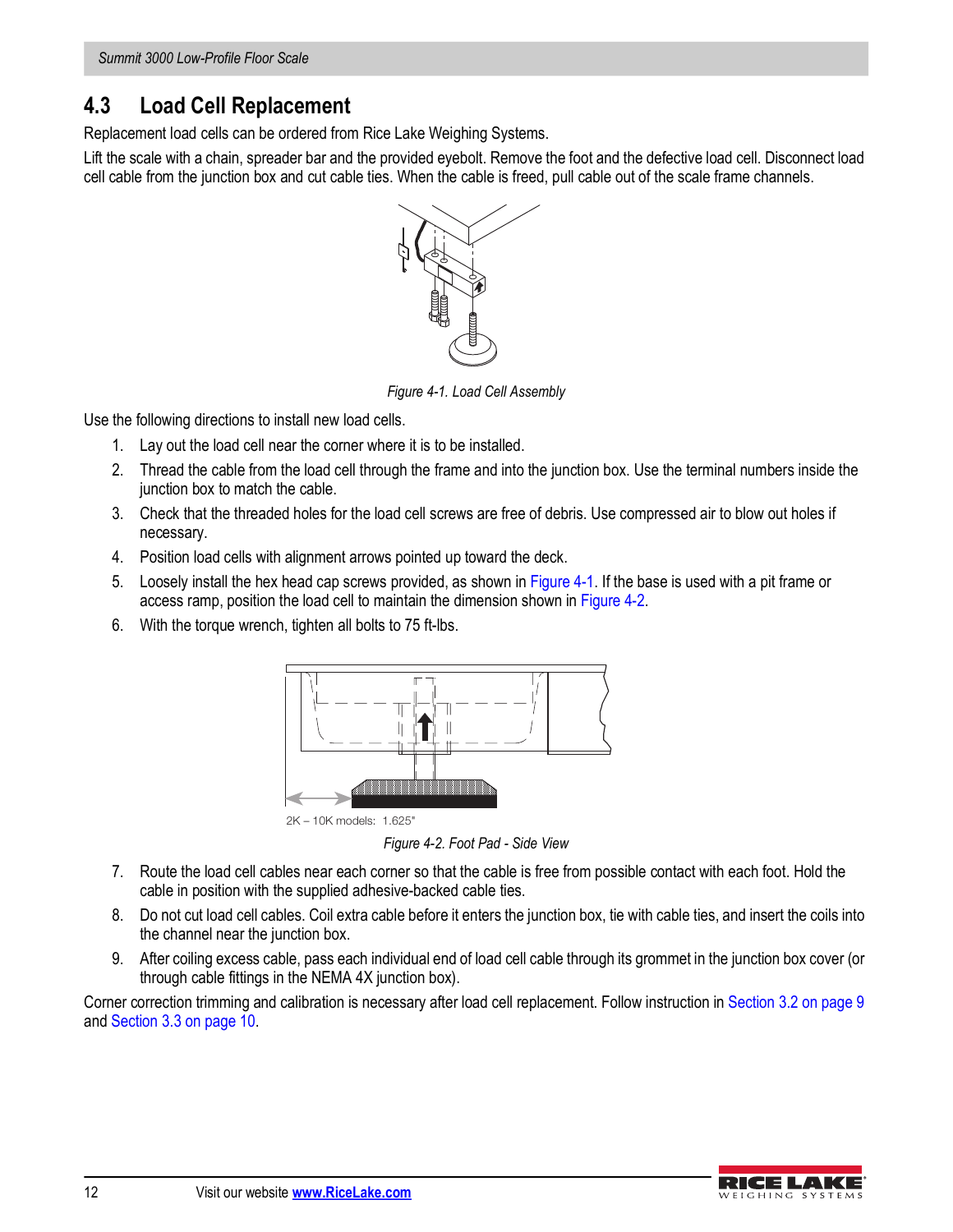## 4.3 Load Cell Replacement

Replacement load cells can be ordered from Rice Lake Weighing Systems.

Lift the scale with a chain, spreader bar and the provided eyebolt. Remove the foot and the defective load cell. Disconnect load cell cable from the junction box and cut cable ties. When the cable is freed, pull cable out of the scale frame channels.

*Figure 4-1. Load Cell Assembly*

Use the following directions to install new load cells.

1. Lay out the load cell near the corner where it is to be installed.
2. Thread the cable from the load cell through the frame and into the junction box. Use the terminal numbers inside the junction box to match the cable.
3. Check that the threaded holes for the load cell screws are free of debris. Use compressed air to blow out holes if necessary.
4. Position load cells with alignment arrows pointed up toward the deck.
5. Loosely install the hex head cap screws provided, as shown in Figure 4-1. If the base is used with a pit frame or access ramp, position the load cell to maintain the dimension shown in Figure 4-2.
6. With the torque wrench, tighten all bolts to 75 ft-lbs.

2K – 10K models: 1.625"

*Figure 4-2. Foot Pad - Side View*

7. Route the load cell cables near each corner so that the cable is free from possible contact with each foot. Hold the cable in position with the supplied adhesive-backed cable ties.
8. Do not cut load cell cables. Coil extra cable before it enters the junction box, tie with cable ties, and insert the coils into the channel near the junction box.
9. After coiling excess cable, pass each individual end of load cell cable through its grommet in the junction box cover (or through cable fittings in the NEMA 4X junction box).

Corner correction trimming and calibration is necessary after load cell replacement. Follow instruction in Section 3.2 on page 9 and Section 3.3 on page 10.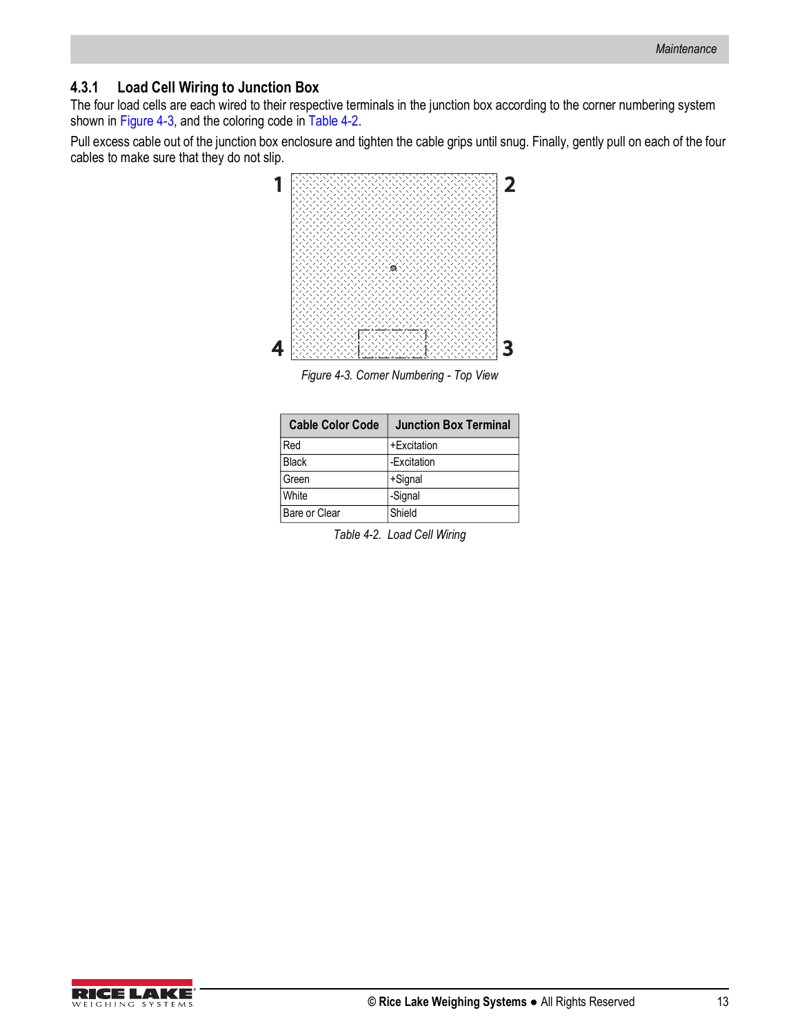### 4.3.1 Load Cell Wiring to Junction Box

The four load cells are each wired to their respective terminals in the junction box according to the corner numbering system shown in Figure 4-3, and the coloring code in Table 4-2.

Pull excess cable out of the junction box enclosure and tighten the cable grips until snug. Finally, gently pull on each of the four cables to make sure that they do not slip.

*Figure 4-3. Corner Numbering - Top View*

| Cable Color Code | Junction Box Terminal |
|---|---|
| Red | +Excitation |
| Black | -Excitation |
| Green | +Signal |
| White | -Signal |
| Bare or Clear | Shield |

*Table 4-2. Load Cell Wiring*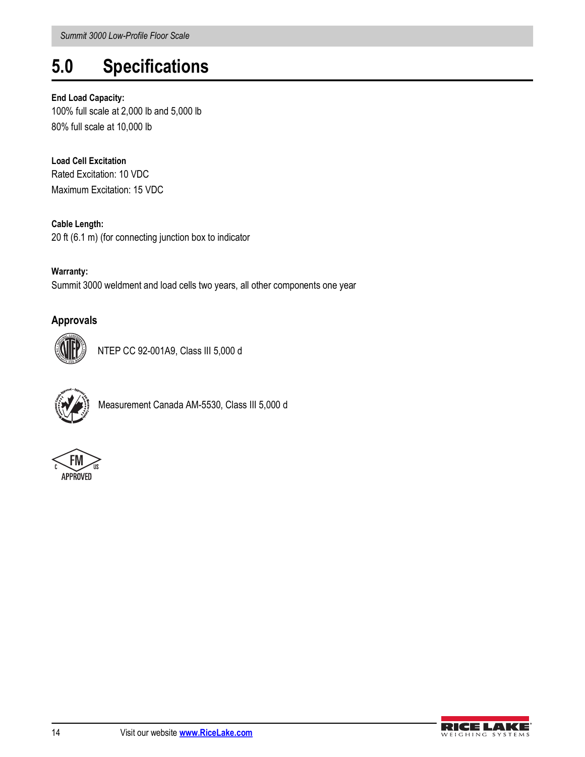# 5.0 Specifications

**End Load Capacity:**

100% full scale at 2,000 lb and 5,000 lb

80% full scale at 10,000 lb

**Load Cell Excitation**

Rated Excitation: 10 VDC

Maximum Excitation: 15 VDC

**Cable Length:**

20 ft (6.1 m) (for connecting junction box to indicator

**Warranty:**

Summit 3000 weldment and load cells two years, all other components one year

## Approvals

NTEP CC 92-001A9, Class III 5,000 d

Measurement Canada AM-5530, Class III 5,000 d

FM APPROVED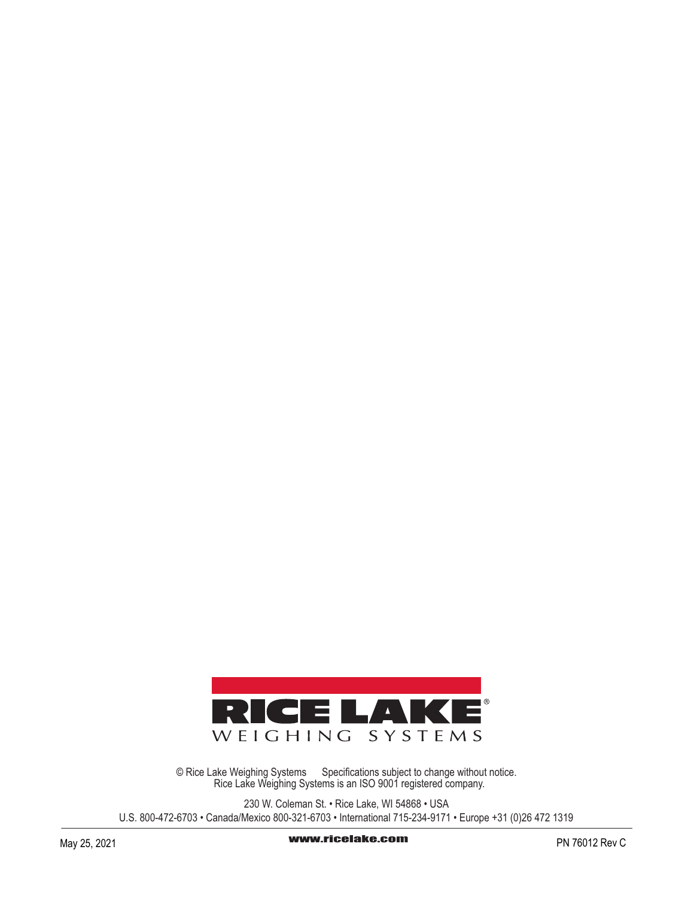RICE LAKE

WEIGHING SYSTEMS

© Rice Lake Weighing Systems Specifications subject to change without notice.
Rice Lake Weighing Systems is an ISO 9001 registered company.

230 W. Coleman St. • Rice Lake, WI 54868 • USA
U.S. 800-472-6703 • Canada/Mexico 800-321-6703 • International 715-234-9171 • Europe +31 (0)26 472 1319

May 25, 2021 www.ricelake.com PN 76012 Rev C